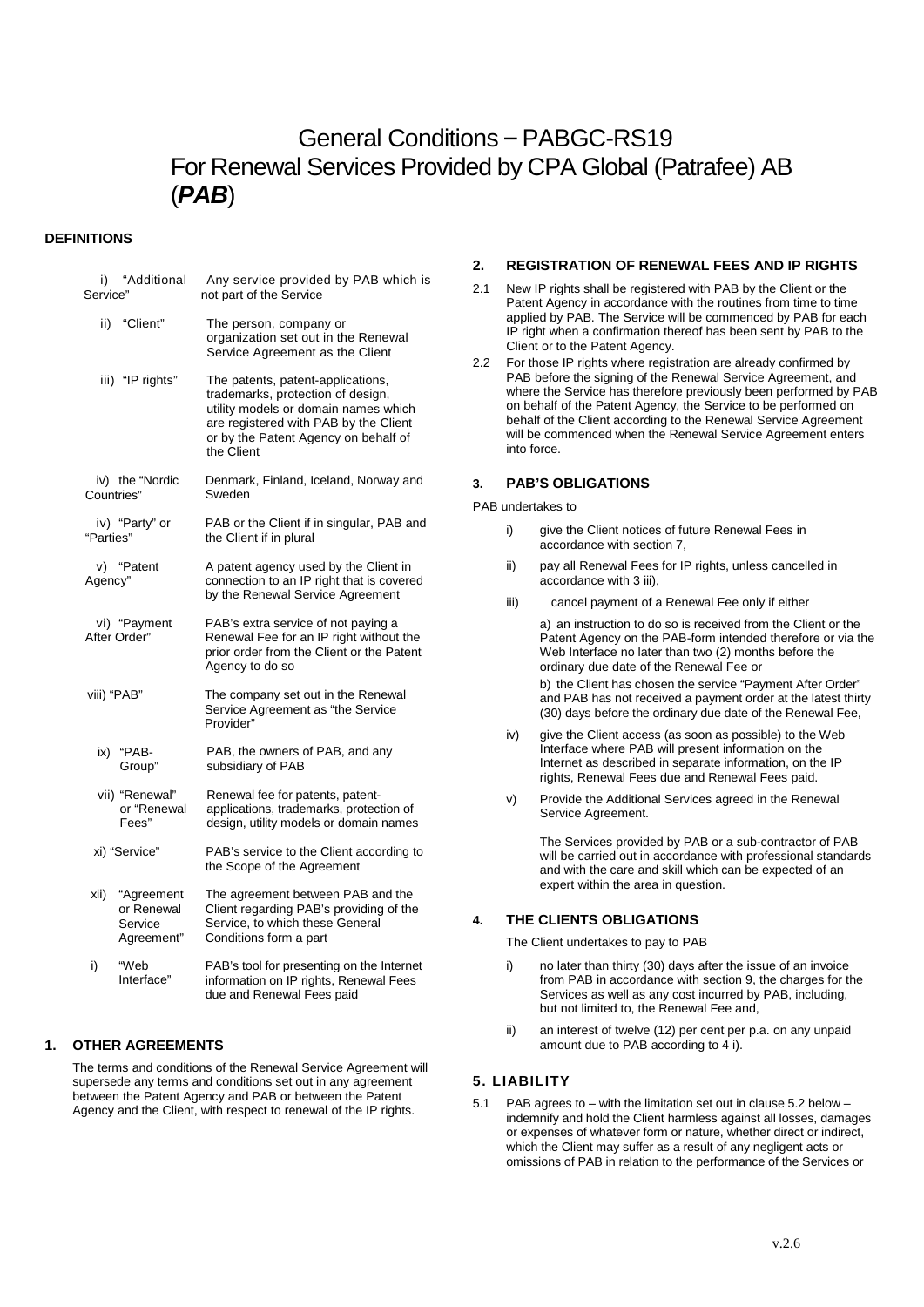# General Conditions – PABGC-RS19
# For Renewal Services Provided by CPA Global (Patrafee) AB (***PAB***)

**DEFINITIONS**

| | |
|---|---|
| i) "Additional Service" | Any service provided by PAB which is not part of the Service |
| ii) "Client" | The person, company or organization set out in the Renewal Service Agreement as the Client |
| iii) "IP rights" | The patents, patent-applications, trademarks, protection of design, utility models or domain names which are registered with PAB by the Client or by the Patent Agency on behalf of the Client |
| iv) the "Nordic Countries" | Denmark, Finland, Iceland, Norway and Sweden |
| iv) "Party" or "Parties" | PAB or the Client if in singular, PAB and the Client if in plural |
| v) "Patent Agency" | A patent agency used by the Client in connection to an IP right that is covered by the Renewal Service Agreement |
| vi) "Payment After Order" | PAB's extra service of not paying a Renewal Fee for an IP right without the prior order from the Client or the Patent Agency to do so |
| viii) "PAB" | The company set out in the Renewal Service Agreement as "the Service Provider" |
| ix) "PAB-Group" | PAB, the owners of PAB, and any subsidiary of PAB |
| vii) "Renewal" or "Renewal Fees" | Renewal fee for patents, patent-applications, trademarks, protection of design, utility models or domain names |
| xi) "Service" | PAB's service to the Client according to the Scope of the Agreement |
| xii) "Agreement or Renewal Service Agreement" | The agreement between PAB and the Client regarding PAB's providing of the Service, to which these General Conditions form a part |
| i) "Web Interface" | PAB's tool for presenting on the Internet information on IP rights, Renewal Fees due and Renewal Fees paid |

## 1. OTHER AGREEMENTS

The terms and conditions of the Renewal Service Agreement will supersede any terms and conditions set out in any agreement between the Patent Agency and PAB or between the Patent Agency and the Client, with respect to renewal of the IP rights.

## 2. REGISTRATION OF RENEWAL FEES AND IP RIGHTS

2.1 New IP rights shall be registered with PAB by the Client or the Patent Agency in accordance with the routines from time to time applied by PAB. The Service will be commenced by PAB for each IP right when a confirmation thereof has been sent by PAB to the Client or to the Patent Agency.

2.2 For those IP rights where registration are already confirmed by PAB before the signing of the Renewal Service Agreement, and where the Service has therefore previously been performed by PAB on behalf of the Patent Agency, the Service to be performed on behalf of the Client according to the Renewal Service Agreement will be commenced when the Renewal Service Agreement enters into force.

## 3. PAB'S OBLIGATIONS

PAB undertakes to

i) give the Client notices of future Renewal Fees in accordance with section 7,

ii) pay all Renewal Fees for IP rights, unless cancelled in accordance with 3 iii),

iii) cancel payment of a Renewal Fee only if either

a) an instruction to do so is received from the Client or the Patent Agency on the PAB-form intended therefore or via the Web Interface no later than two (2) months before the ordinary due date of the Renewal Fee or

b) the Client has chosen the service "Payment After Order" and PAB has not received a payment order at the latest thirty (30) days before the ordinary due date of the Renewal Fee,

iv) give the Client access (as soon as possible) to the Web Interface where PAB will present information on the Internet as described in separate information, on the IP rights, Renewal Fees due and Renewal Fees paid.

v) Provide the Additional Services agreed in the Renewal Service Agreement.

The Services provided by PAB or a sub-contractor of PAB will be carried out in accordance with professional standards and with the care and skill which can be expected of an expert within the area in question.

## 4. THE CLIENTS OBLIGATIONS

The Client undertakes to pay to PAB

i) no later than thirty (30) days after the issue of an invoice from PAB in accordance with section 9, the charges for the Services as well as any cost incurred by PAB, including, but not limited to, the Renewal Fee and,

ii) an interest of twelve (12) per cent per p.a. on any unpaid amount due to PAB according to 4 i).

## 5. LIABILITY

5.1 PAB agrees to – with the limitation set out in clause 5.2 below – indemnify and hold the Client harmless against all losses, damages or expenses of whatever form or nature, whether direct or indirect, which the Client may suffer as a result of any negligent acts or omissions of PAB in relation to the performance of the Services or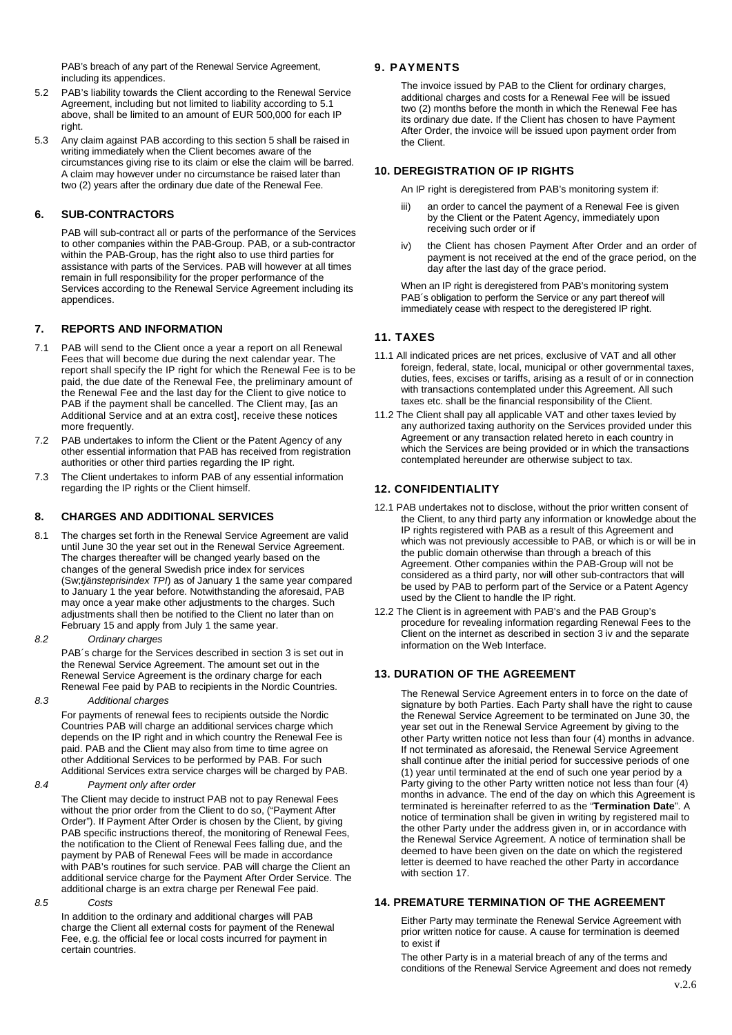PAB's breach of any part of the Renewal Service Agreement, including its appendices.

5.2 PAB's liability towards the Client according to the Renewal Service Agreement, including but not limited to liability according to 5.1 above, shall be limited to an amount of EUR 500,000 for each IP right.

5.3 Any claim against PAB according to this section 5 shall be raised in writing immediately when the Client becomes aware of the circumstances giving rise to its claim or else the claim will be barred. A claim may however under no circumstance be raised later than two (2) years after the ordinary due date of the Renewal Fee.

## 6. SUB-CONTRACTORS

PAB will sub-contract all or parts of the performance of the Services to other companies within the PAB-Group. PAB, or a sub-contractor within the PAB-Group, has the right also to use third parties for assistance with parts of the Services. PAB will however at all times remain in full responsibility for the proper performance of the Services according to the Renewal Service Agreement including its appendices.

## 7. REPORTS AND INFORMATION

7.1 PAB will send to the Client once a year a report on all Renewal Fees that will become due during the next calendar year. The report shall specify the IP right for which the Renewal Fee is to be paid, the due date of the Renewal Fee, the preliminary amount of the Renewal Fee and the last day for the Client to give notice to PAB if the payment shall be cancelled. The Client may, [as an Additional Service and at an extra cost], receive these notices more frequently.

7.2 PAB undertakes to inform the Client or the Patent Agency of any other essential information that PAB has received from registration authorities or other third parties regarding the IP right.

7.3 The Client undertakes to inform PAB of any essential information regarding the IP rights or the Client himself.

## 8. CHARGES AND ADDITIONAL SERVICES

8.1 The charges set forth in the Renewal Service Agreement are valid until June 30 the year set out in the Renewal Service Agreement. The charges thereafter will be changed yearly based on the changes of the general Swedish price index for services (Sw:*tjänsteprisindex TPI*) as of January 1 the same year compared to January 1 the year before. Notwithstanding the aforesaid, PAB may once a year make other adjustments to the charges. Such adjustments shall then be notified to the Client no later than on February 15 and apply from July 1 the same year.

*8.2 Ordinary charges*

PAB´s charge for the Services described in section 3 is set out in the Renewal Service Agreement. The amount set out in the Renewal Service Agreement is the ordinary charge for each Renewal Fee paid by PAB to recipients in the Nordic Countries.

*8.3 Additional charges*

For payments of renewal fees to recipients outside the Nordic Countries PAB will charge an additional services charge which depends on the IP right and in which country the Renewal Fee is paid. PAB and the Client may also from time to time agree on other Additional Services to be performed by PAB. For such Additional Services extra service charges will be charged by PAB.

*8.4 Payment only after order*

The Client may decide to instruct PAB not to pay Renewal Fees without the prior order from the Client to do so, ("Payment After Order"). If Payment After Order is chosen by the Client, by giving PAB specific instructions thereof, the monitoring of Renewal Fees, the notification to the Client of Renewal Fees falling due, and the payment by PAB of Renewal Fees will be made in accordance with PAB's routines for such service. PAB will charge the Client an additional service charge for the Payment After Order Service. The additional charge is an extra charge per Renewal Fee paid.

*8.5 Costs*

In addition to the ordinary and additional charges will PAB charge the Client all external costs for payment of the Renewal Fee, e.g. the official fee or local costs incurred for payment in certain countries.

## 9. PAYMENTS

The invoice issued by PAB to the Client for ordinary charges, additional charges and costs for a Renewal Fee will be issued two (2) months before the month in which the Renewal Fee has its ordinary due date. If the Client has chosen to have Payment After Order, the invoice will be issued upon payment order from the Client.

## 10. DEREGISTRATION OF IP RIGHTS

An IP right is deregistered from PAB's monitoring system if:

iii) an order to cancel the payment of a Renewal Fee is given by the Client or the Patent Agency, immediately upon receiving such order or if

iv) the Client has chosen Payment After Order and an order of payment is not received at the end of the grace period, on the day after the last day of the grace period.

When an IP right is deregistered from PAB's monitoring system PAB´s obligation to perform the Service or any part thereof will immediately cease with respect to the deregistered IP right.

## 11. TAXES

11.1 All indicated prices are net prices, exclusive of VAT and all other foreign, federal, state, local, municipal or other governmental taxes, duties, fees, excises or tariffs, arising as a result of or in connection with transactions contemplated under this Agreement. All such taxes etc. shall be the financial responsibility of the Client.

11.2 The Client shall pay all applicable VAT and other taxes levied by any authorized taxing authority on the Services provided under this Agreement or any transaction related hereto in each country in which the Services are being provided or in which the transactions contemplated hereunder are otherwise subject to tax.

## 12. CONFIDENTIALITY

12.1 PAB undertakes not to disclose, without the prior written consent of the Client, to any third party any information or knowledge about the IP rights registered with PAB as a result of this Agreement and which was not previously accessible to PAB, or which is or will be in the public domain otherwise than through a breach of this Agreement. Other companies within the PAB-Group will not be considered as a third party, nor will other sub-contractors that will be used by PAB to perform part of the Service or a Patent Agency used by the Client to handle the IP right.

12.2 The Client is in agreement with PAB's and the PAB Group's procedure for revealing information regarding Renewal Fees to the Client on the internet as described in section 3 iv and the separate information on the Web Interface.

## 13. DURATION OF THE AGREEMENT

The Renewal Service Agreement enters in to force on the date of signature by both Parties. Each Party shall have the right to cause the Renewal Service Agreement to be terminated on June 30, the year set out in the Renewal Service Agreement by giving to the other Party written notice not less than four (4) months in advance. If not terminated as aforesaid, the Renewal Service Agreement shall continue after the initial period for successive periods of one (1) year until terminated at the end of such one year period by a Party giving to the other Party written notice not less than four (4) months in advance. The end of the day on which this Agreement is terminated is hereinafter referred to as the "**Termination Date**". A notice of termination shall be given in writing by registered mail to the other Party under the address given in, or in accordance with the Renewal Service Agreement. A notice of termination shall be deemed to have been given on the date on which the registered letter is deemed to have reached the other Party in accordance with section 17.

## 14. PREMATURE TERMINATION OF THE AGREEMENT

Either Party may terminate the Renewal Service Agreement with prior written notice for cause. A cause for termination is deemed to exist if

The other Party is in a material breach of any of the terms and conditions of the Renewal Service Agreement and does not remedy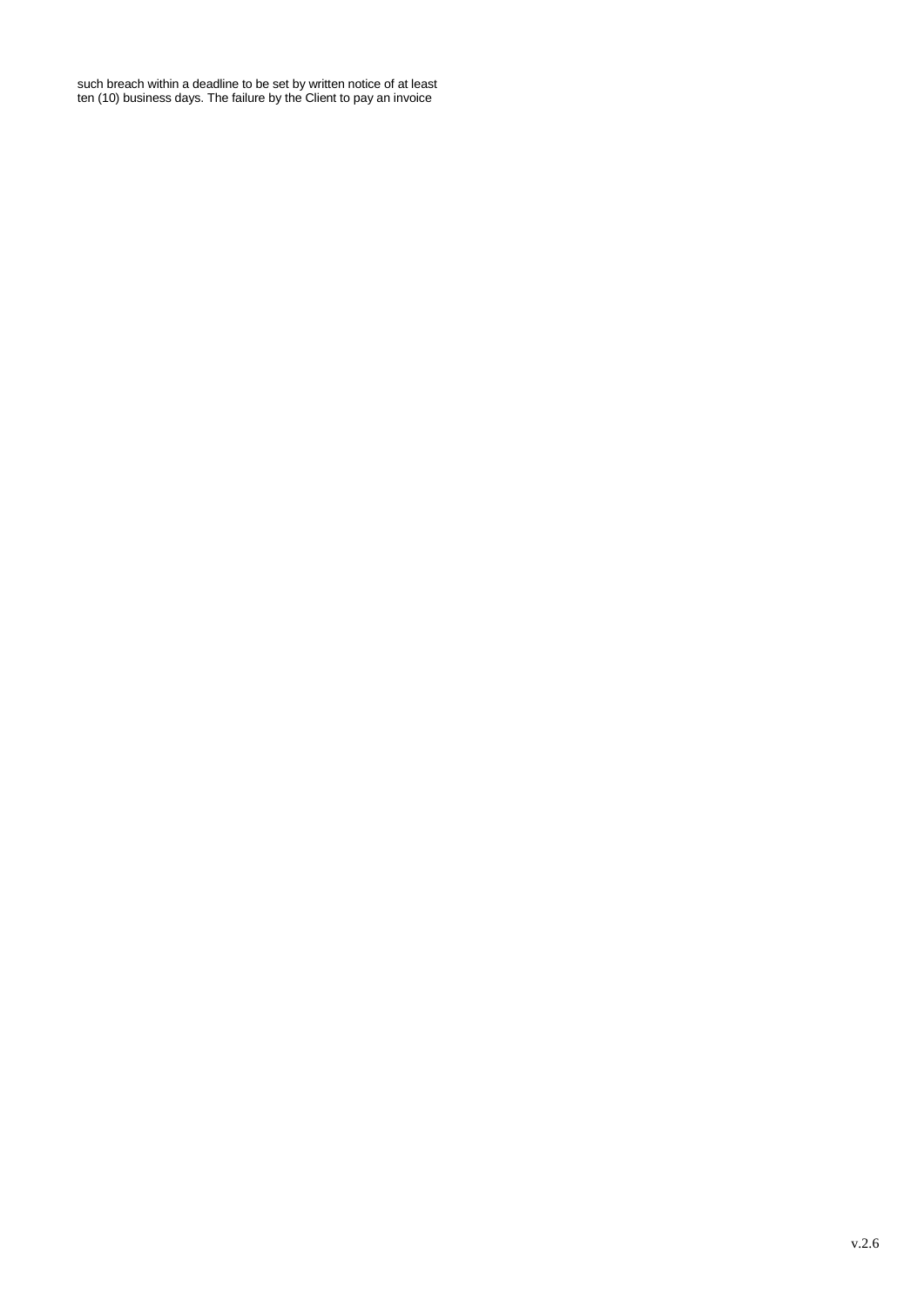such breach within a deadline to be set by written notice of at least ten (10) business days. The failure by the Client to pay an invoice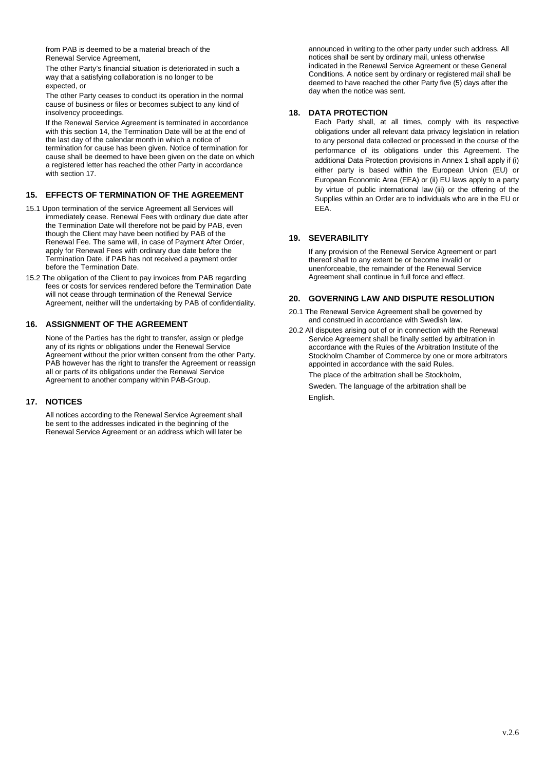from PAB is deemed to be a material breach of the Renewal Service Agreement,

The other Party's financial situation is deteriorated in such a way that a satisfying collaboration is no longer to be expected, or

The other Party ceases to conduct its operation in the normal cause of business or files or becomes subject to any kind of insolvency proceedings.

If the Renewal Service Agreement is terminated in accordance with this section 14, the Termination Date will be at the end of the last day of the calendar month in which a notice of termination for cause has been given. Notice of termination for cause shall be deemed to have been given on the date on which a registered letter has reached the other Party in accordance with section 17.

## 15. EFFECTS OF TERMINATION OF THE AGREEMENT

15.1 Upon termination of the service Agreement all Services will immediately cease. Renewal Fees with ordinary due date after the Termination Date will therefore not be paid by PAB, even though the Client may have been notified by PAB of the Renewal Fee. The same will, in case of Payment After Order, apply for Renewal Fees with ordinary due date before the Termination Date, if PAB has not received a payment order before the Termination Date.

15.2 The obligation of the Client to pay invoices from PAB regarding fees or costs for services rendered before the Termination Date will not cease through termination of the Renewal Service Agreement, neither will the undertaking by PAB of confidentiality.

## 16. ASSIGNMENT OF THE AGREEMENT

None of the Parties has the right to transfer, assign or pledge any of its rights or obligations under the Renewal Service Agreement without the prior written consent from the other Party. PAB however has the right to transfer the Agreement or reassign all or parts of its obligations under the Renewal Service Agreement to another company within PAB-Group.

## 17. NOTICES

All notices according to the Renewal Service Agreement shall be sent to the addresses indicated in the beginning of the Renewal Service Agreement or an address which will later be announced in writing to the other party under such address. All notices shall be sent by ordinary mail, unless otherwise indicated in the Renewal Service Agreement or these General Conditions. A notice sent by ordinary or registered mail shall be deemed to have reached the other Party five (5) days after the day when the notice was sent.

## 18. DATA PROTECTION

Each Party shall, at all times, comply with its respective obligations under all relevant data privacy legislation in relation to any personal data collected or processed in the course of the performance of its obligations under this Agreement. The additional Data Protection provisions in Annex 1 shall apply if (i) either party is based within the European Union (EU) or European Economic Area (EEA) or (ii) EU laws apply to a party by virtue of public international law (iii) or the offering of the Supplies within an Order are to individuals who are in the EU or EEA.

## 19. SEVERABILITY

If any provision of the Renewal Service Agreement or part thereof shall to any extent be or become invalid or unenforceable, the remainder of the Renewal Service Agreement shall continue in full force and effect.

## 20. GOVERNING LAW AND DISPUTE RESOLUTION

20.1 The Renewal Service Agreement shall be governed by and construed in accordance with Swedish law.

20.2 All disputes arising out of or in connection with the Renewal Service Agreement shall be finally settled by arbitration in accordance with the Rules of the Arbitration Institute of the Stockholm Chamber of Commerce by one or more arbitrators appointed in accordance with the said Rules.

The place of the arbitration shall be Stockholm, Sweden. The language of the arbitration shall be English.

v.2.6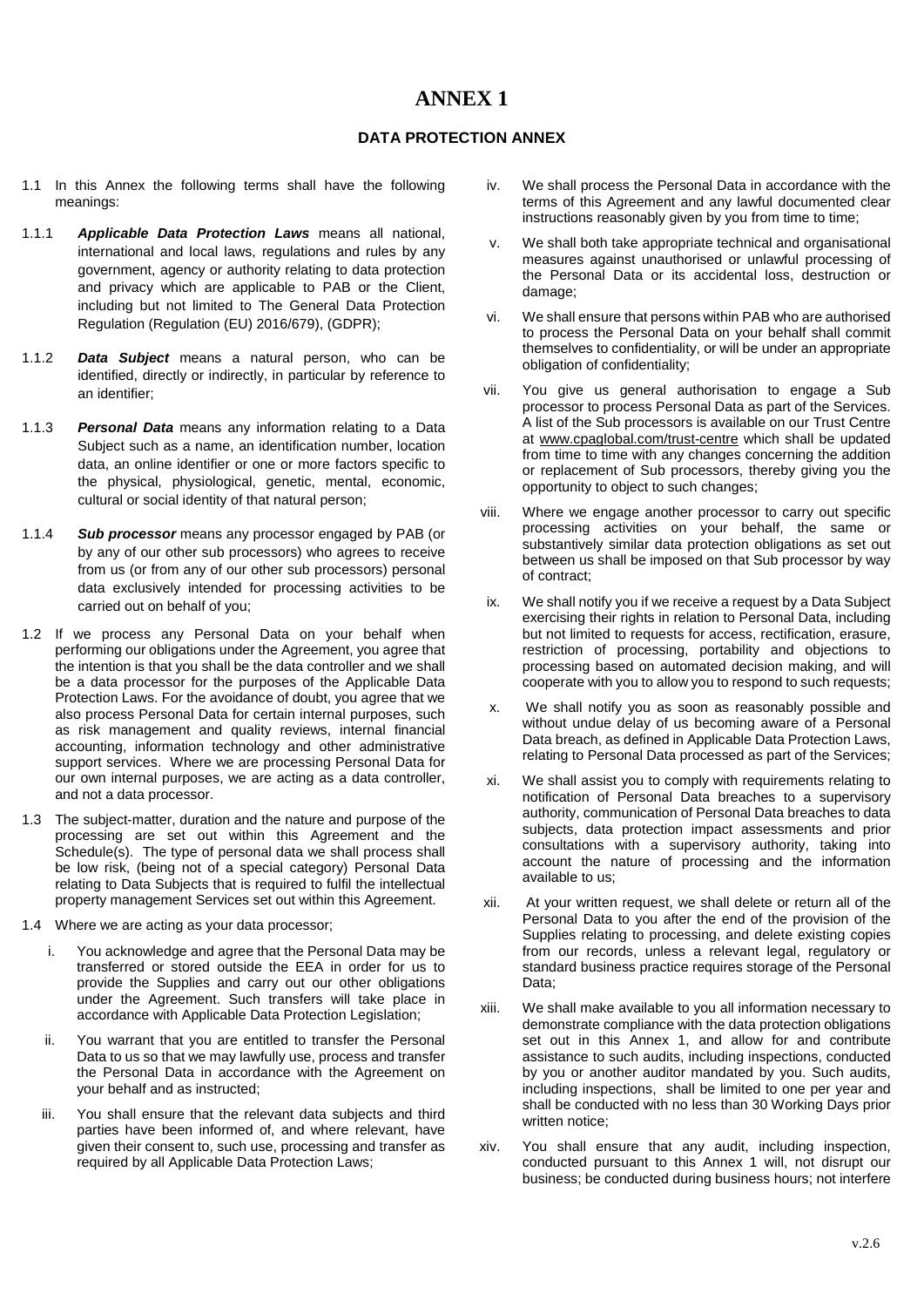# ANNEX 1

## DATA PROTECTION ANNEX

1.1 In this Annex the following terms shall have the following meanings:

1.1.1 ***Applicable Data Protection Laws*** means all national, international and local laws, regulations and rules by any government, agency or authority relating to data protection and privacy which are applicable to PAB or the Client, including but not limited to The General Data Protection Regulation (Regulation (EU) 2016/679), (GDPR);

1.1.2 ***Data Subject*** means a natural person, who can be identified, directly or indirectly, in particular by reference to an identifier;

1.1.3 ***Personal Data*** means any information relating to a Data Subject such as a name, an identification number, location data, an online identifier or one or more factors specific to the physical, physiological, genetic, mental, economic, cultural or social identity of that natural person;

1.1.4 ***Sub processor*** means any processor engaged by PAB (or by any of our other sub processors) who agrees to receive from us (or from any of our other sub processors) personal data exclusively intended for processing activities to be carried out on behalf of you;

1.2 If we process any Personal Data on your behalf when performing our obligations under the Agreement, you agree that the intention is that you shall be the data controller and we shall be a data processor for the purposes of the Applicable Data Protection Laws. For the avoidance of doubt, you agree that we also process Personal Data for certain internal purposes, such as risk management and quality reviews, internal financial accounting, information technology and other administrative support services. Where we are processing Personal Data for our own internal purposes, we are acting as a data controller, and not a data processor.

1.3 The subject-matter, duration and the nature and purpose of the processing are set out within this Agreement and the Schedule(s). The type of personal data we shall process shall be low risk, (being not of a special category) Personal Data relating to Data Subjects that is required to fulfil the intellectual property management Services set out within this Agreement.

1.4 Where we are acting as your data processor;

i. You acknowledge and agree that the Personal Data may be transferred or stored outside the EEA in order for us to provide the Supplies and carry out our other obligations under the Agreement. Such transfers will take place in accordance with Applicable Data Protection Legislation;

ii. You warrant that you are entitled to transfer the Personal Data to us so that we may lawfully use, process and transfer the Personal Data in accordance with the Agreement on your behalf and as instructed;

iii. You shall ensure that the relevant data subjects and third parties have been informed of, and where relevant, have given their consent to, such use, processing and transfer as required by all Applicable Data Protection Laws;

iv. We shall process the Personal Data in accordance with the terms of this Agreement and any lawful documented clear instructions reasonably given by you from time to time;

v. We shall both take appropriate technical and organisational measures against unauthorised or unlawful processing of the Personal Data or its accidental loss, destruction or damage;

vi. We shall ensure that persons within PAB who are authorised to process the Personal Data on your behalf shall commit themselves to confidentiality, or will be under an appropriate obligation of confidentiality;

vii. You give us general authorisation to engage a Sub processor to process Personal Data as part of the Services. A list of the Sub processors is available on our Trust Centre at www.cpaglobal.com/trust-centre which shall be updated from time to time with any changes concerning the addition or replacement of Sub processors, thereby giving you the opportunity to object to such changes;

viii. Where we engage another processor to carry out specific processing activities on your behalf, the same or substantively similar data protection obligations as set out between us shall be imposed on that Sub processor by way of contract;

ix. We shall notify you if we receive a request by a Data Subject exercising their rights in relation to Personal Data, including but not limited to requests for access, rectification, erasure, restriction of processing, portability and objections to processing based on automated decision making, and will cooperate with you to allow you to respond to such requests;

x. We shall notify you as soon as reasonably possible and without undue delay of us becoming aware of a Personal Data breach, as defined in Applicable Data Protection Laws, relating to Personal Data processed as part of the Services;

xi. We shall assist you to comply with requirements relating to notification of Personal Data breaches to a supervisory authority, communication of Personal Data breaches to data subjects, data protection impact assessments and prior consultations with a supervisory authority, taking into account the nature of processing and the information available to us;

xii. At your written request, we shall delete or return all of the Personal Data to you after the end of the provision of the Supplies relating to processing, and delete existing copies from our records, unless a relevant legal, regulatory or standard business practice requires storage of the Personal Data;

xiii. We shall make available to you all information necessary to demonstrate compliance with the data protection obligations set out in this Annex 1, and allow for and contribute assistance to such audits, including inspections, conducted by you or another auditor mandated by you. Such audits, including inspections, shall be limited to one per year and shall be conducted with no less than 30 Working Days prior written notice;

xiv. You shall ensure that any audit, including inspection, conducted pursuant to this Annex 1 will, not disrupt our business; be conducted during business hours; not interfere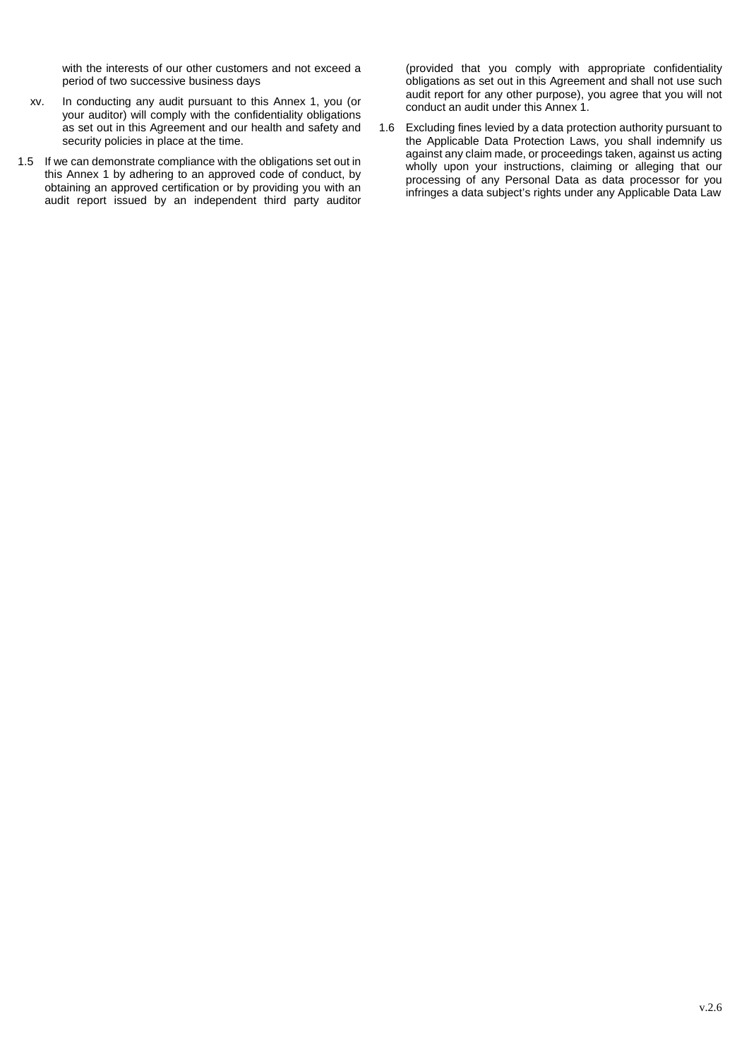with the interests of our other customers and not exceed a period of two successive business days

xv. In conducting any audit pursuant to this Annex 1, you (or your auditor) will comply with the confidentiality obligations as set out in this Agreement and our health and safety and security policies in place at the time.

1.5 If we can demonstrate compliance with the obligations set out in this Annex 1 by adhering to an approved code of conduct, by obtaining an approved certification or by providing you with an audit report issued by an independent third party auditor (provided that you comply with appropriate confidentiality obligations as set out in this Agreement and shall not use such audit report for any other purpose), you agree that you will not conduct an audit under this Annex 1.

1.6 Excluding fines levied by a data protection authority pursuant to the Applicable Data Protection Laws, you shall indemnify us against any claim made, or proceedings taken, against us acting wholly upon your instructions, claiming or alleging that our processing of any Personal Data as data processor for you infringes a data subject's rights under any Applicable Data Law

v.2.6